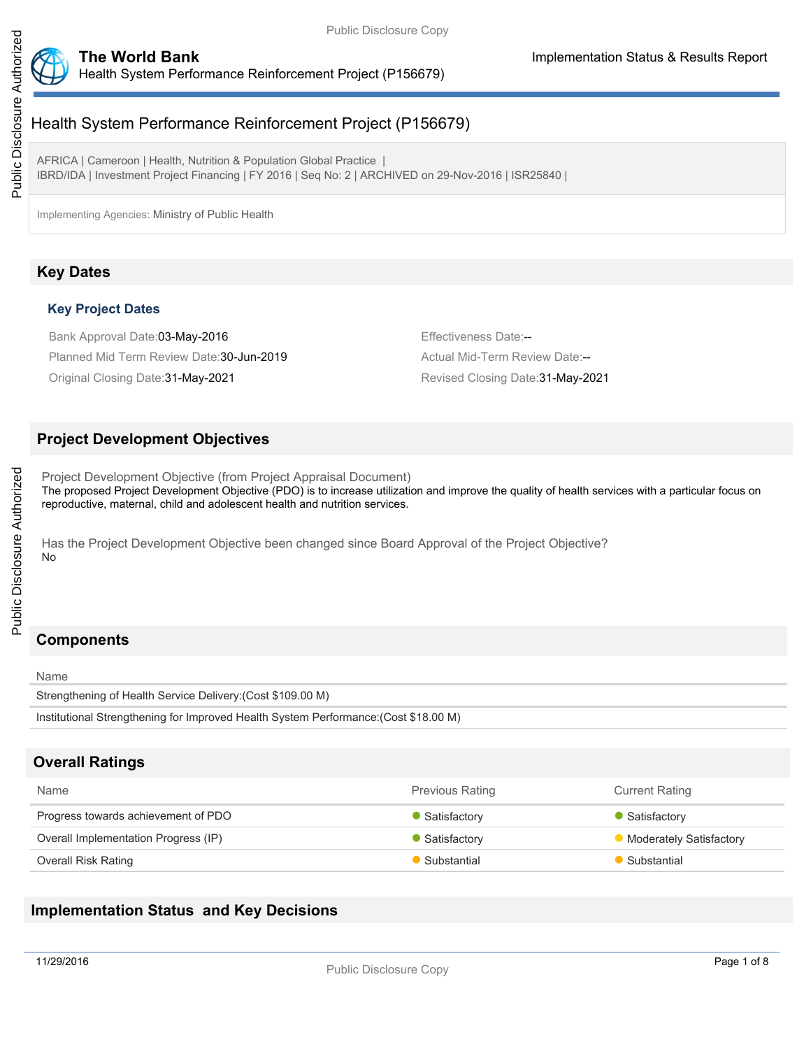# Health System Performance Reinforcement Project (P156679)

AFRICA | Cameroon | Health, Nutrition & Population Global Practice |
IBRD/IDA | Investment Project Financing | FY 2016 | Seq No: 2 | ARCHIVED on 29-Nov-2016 | ISR25840 |

Implementing Agencies: Ministry of Public Health

## Key Dates

### Key Project Dates

Bank Approval Date:03-May-2016

Effectiveness Date:--

Planned Mid Term Review Date:30-Jun-2019

Actual Mid-Term Review Date:--

Original Closing Date:31-May-2021

Revised Closing Date:31-May-2021

## Project Development Objectives

Project Development Objective (from Project Appraisal Document)

The proposed Project Development Objective (PDO) is to increase utilization and improve the quality of health services with a particular focus on reproductive, maternal, child and adolescent health and nutrition services.

Has the Project Development Objective been changed since Board Approval of the Project Objective?

No

## Components

| Name |
| --- |
| Strengthening of Health Service Delivery:(Cost $109.00 M) |
| Institutional Strengthening for Improved Health System Performance:(Cost $18.00 M) |

## Overall Ratings

| Name | Previous Rating | Current Rating |
| --- | --- | --- |
| Progress towards achievement of PDO | Satisfactory | Satisfactory |
| Overall Implementation Progress (IP) | Satisfactory | Moderately Satisfactory |
| Overall Risk Rating | Substantial | Substantial |

## Implementation Status and Key Decisions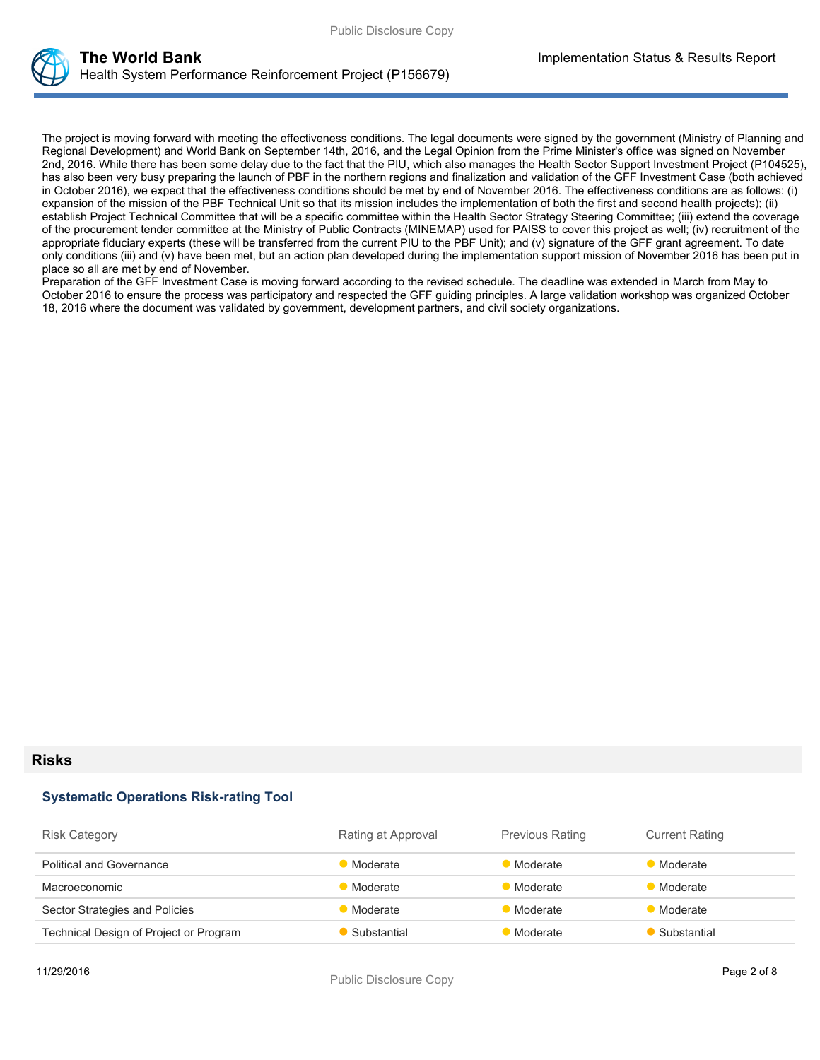The project is moving forward with meeting the effectiveness conditions. The legal documents were signed by the government (Ministry of Planning and Regional Development) and World Bank on September 14th, 2016, and the Legal Opinion from the Prime Minister's office was signed on November 2nd, 2016. While there has been some delay due to the fact that the PIU, which also manages the Health Sector Support Investment Project (P104525), has also been very busy preparing the launch of PBF in the northern regions and finalization and validation of the GFF Investment Case (both achieved in October 2016), we expect that the effectiveness conditions should be met by end of November 2016. The effectiveness conditions are as follows: (i) expansion of the mission of the PBF Technical Unit so that its mission includes the implementation of both the first and second health projects); (ii) establish Project Technical Committee that will be a specific committee within the Health Sector Strategy Steering Committee; (iii) extend the coverage of the procurement tender committee at the Ministry of Public Contracts (MINEMAP) used for PAISS to cover this project as well; (iv) recruitment of the appropriate fiduciary experts (these will be transferred from the current PIU to the PBF Unit); and (v) signature of the GFF grant agreement. To date only conditions (iii) and (v) have been met, but an action plan developed during the implementation support mission of November 2016 has been put in place so all are met by end of November.
Preparation of the GFF Investment Case is moving forward according to the revised schedule. The deadline was extended in March from May to October 2016 to ensure the process was participatory and respected the GFF guiding principles. A large validation workshop was organized October 18, 2016 where the document was validated by government, development partners, and civil society organizations.

## Risks

### Systematic Operations Risk-rating Tool

| Risk Category | Rating at Approval | Previous Rating | Current Rating |
|---|---|---|---|
| Political and Governance | Moderate | Moderate | Moderate |
| Macroeconomic | Moderate | Moderate | Moderate |
| Sector Strategies and Policies | Moderate | Moderate | Moderate |
| Technical Design of Project or Program | Substantial | Moderate | Substantial |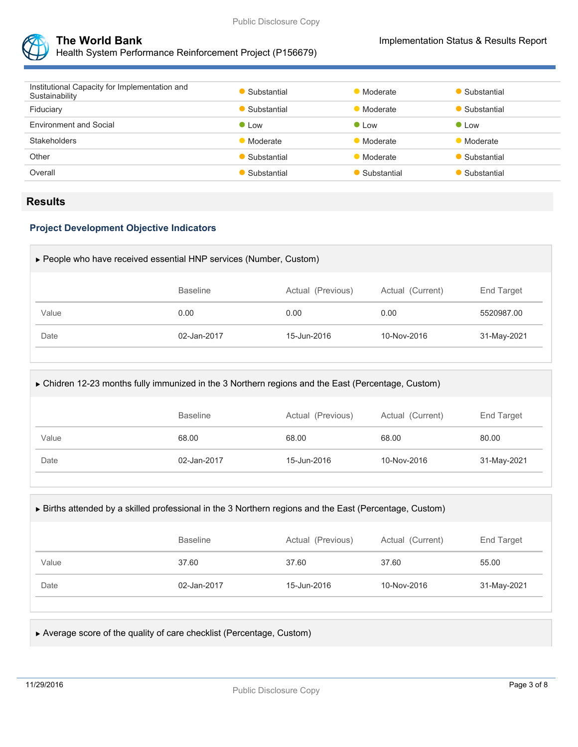| | | | |
|---|---|---|---|
| Institutional Capacity for Implementation and Sustainability | Substantial | Moderate | Substantial |
| Fiduciary | Substantial | Moderate | Substantial |
| Environment and Social | Low | Low | Low |
| Stakeholders | Moderate | Moderate | Moderate |
| Other | Substantial | Moderate | Substantial |
| Overall | Substantial | Substantial | Substantial |

## Results

### Project Development Objective Indicators

▶ People who have received essential HNP services (Number, Custom)

| | Baseline | Actual (Previous) | Actual (Current) | End Target |
|---|---|---|---|---|
| Value | 0.00 | 0.00 | 0.00 | 5520987.00 |
| Date | 02-Jan-2017 | 15-Jun-2016 | 10-Nov-2016 | 31-May-2021 |

▶ Chidren 12-23 months fully immunized in the 3 Northern regions and the East (Percentage, Custom)

| | Baseline | Actual (Previous) | Actual (Current) | End Target |
|---|---|---|---|---|
| Value | 68.00 | 68.00 | 68.00 | 80.00 |
| Date | 02-Jan-2017 | 15-Jun-2016 | 10-Nov-2016 | 31-May-2021 |

▶ Births attended by a skilled professional in the 3 Northern regions and the East (Percentage, Custom)

| | Baseline | Actual (Previous) | Actual (Current) | End Target |
|---|---|---|---|---|
| Value | 37.60 | 37.60 | 37.60 | 55.00 |
| Date | 02-Jan-2017 | 15-Jun-2016 | 10-Nov-2016 | 31-May-2021 |

▶ Average score of the quality of care checklist (Percentage, Custom)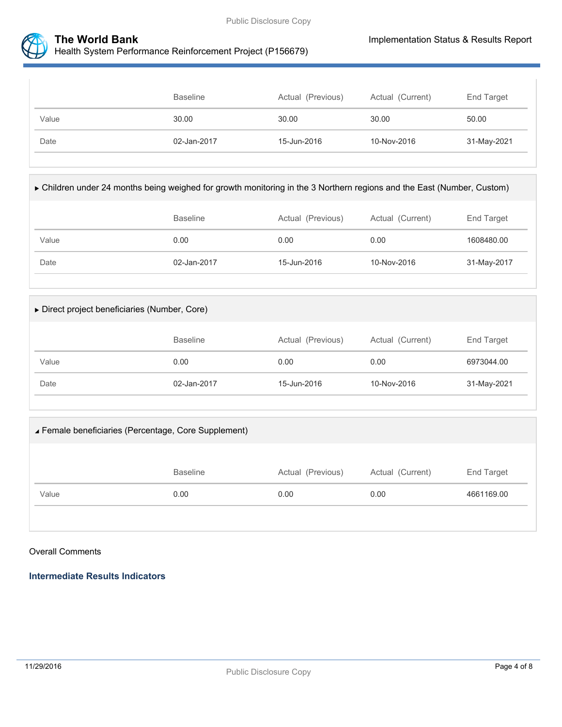| | Baseline | Actual (Previous) | Actual (Current) | End Target |
|---|---|---|---|---|
| Value | 30.00 | 30.00 | 30.00 | 50.00 |
| Date | 02-Jan-2017 | 15-Jun-2016 | 10-Nov-2016 | 31-May-2021 |

▶ Children under 24 months being weighed for growth monitoring in the 3 Northern regions and the East (Number, Custom)

| | Baseline | Actual (Previous) | Actual (Current) | End Target |
|---|---|---|---|---|
| Value | 0.00 | 0.00 | 0.00 | 1608480.00 |
| Date | 02-Jan-2017 | 15-Jun-2016 | 10-Nov-2016 | 31-May-2017 |

▶ Direct project beneficiaries (Number, Core)

| | Baseline | Actual (Previous) | Actual (Current) | End Target |
|---|---|---|---|---|
| Value | 0.00 | 0.00 | 0.00 | 6973044.00 |
| Date | 02-Jan-2017 | 15-Jun-2016 | 10-Nov-2016 | 31-May-2021 |

◢ Female beneficiaries (Percentage, Core Supplement)

| | Baseline | Actual (Previous) | Actual (Current) | End Target |
|---|---|---|---|---|
| Value | 0.00 | 0.00 | 0.00 | 4661169.00 |

Overall Comments

### Intermediate Results Indicators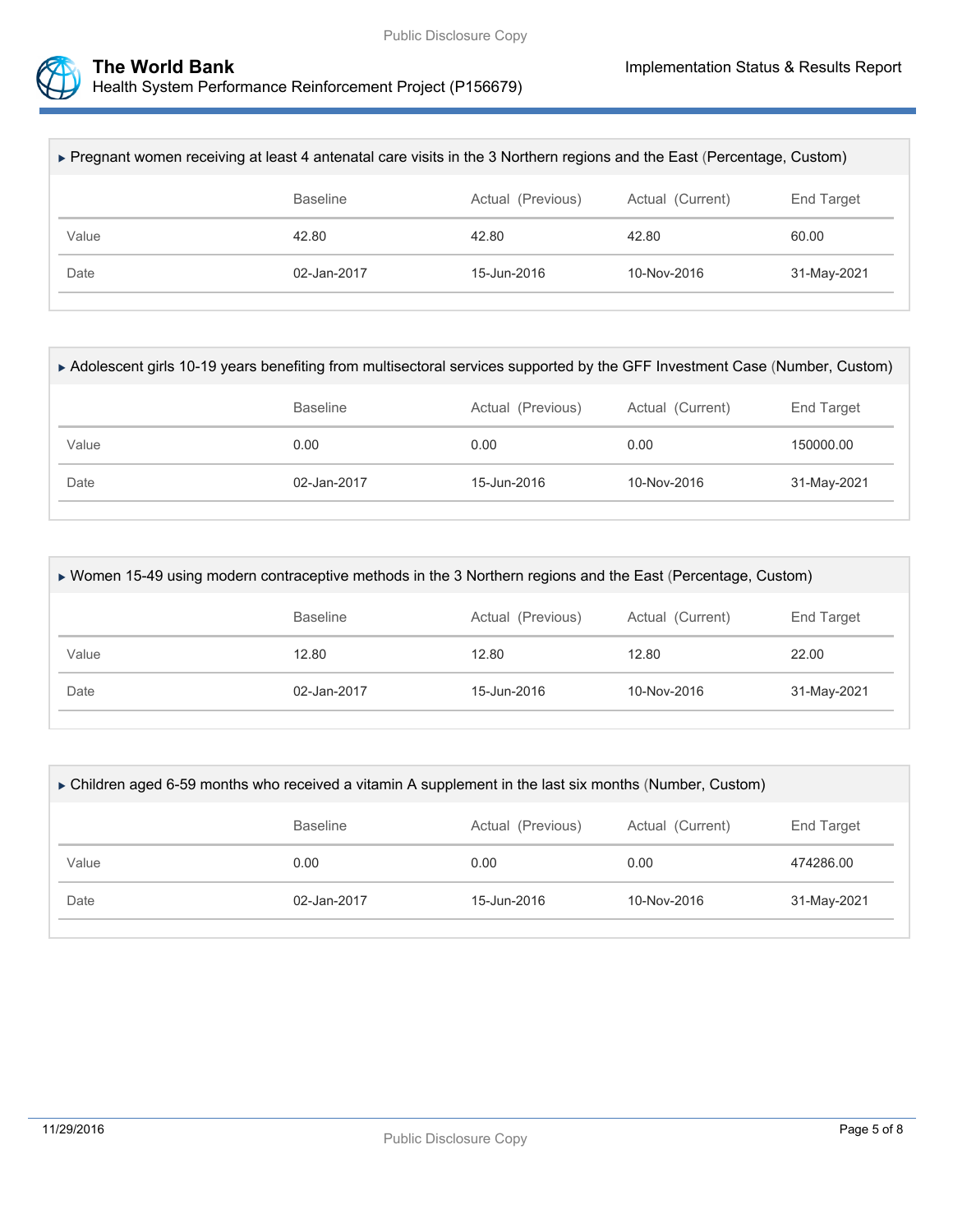▶ Pregnant women receiving at least 4 antenatal care visits in the 3 Northern regions and the East (Percentage, Custom)

| | Baseline | Actual (Previous) | Actual (Current) | End Target |
|---|---|---|---|---|
| Value | 42.80 | 42.80 | 42.80 | 60.00 |
| Date | 02-Jan-2017 | 15-Jun-2016 | 10-Nov-2016 | 31-May-2021 |

▶ Adolescent girls 10-19 years benefiting from multisectoral services supported by the GFF Investment Case (Number, Custom)

| | Baseline | Actual (Previous) | Actual (Current) | End Target |
|---|---|---|---|---|
| Value | 0.00 | 0.00 | 0.00 | 150000.00 |
| Date | 02-Jan-2017 | 15-Jun-2016 | 10-Nov-2016 | 31-May-2021 |

▶ Women 15-49 using modern contraceptive methods in the 3 Northern regions and the East (Percentage, Custom)

| | Baseline | Actual (Previous) | Actual (Current) | End Target |
|---|---|---|---|---|
| Value | 12.80 | 12.80 | 12.80 | 22.00 |
| Date | 02-Jan-2017 | 15-Jun-2016 | 10-Nov-2016 | 31-May-2021 |

▶ Children aged 6-59 months who received a vitamin A supplement in the last six months (Number, Custom)

| | Baseline | Actual (Previous) | Actual (Current) | End Target |
|---|---|---|---|---|
| Value | 0.00 | 0.00 | 0.00 | 474286.00 |
| Date | 02-Jan-2017 | 15-Jun-2016 | 10-Nov-2016 | 31-May-2021 |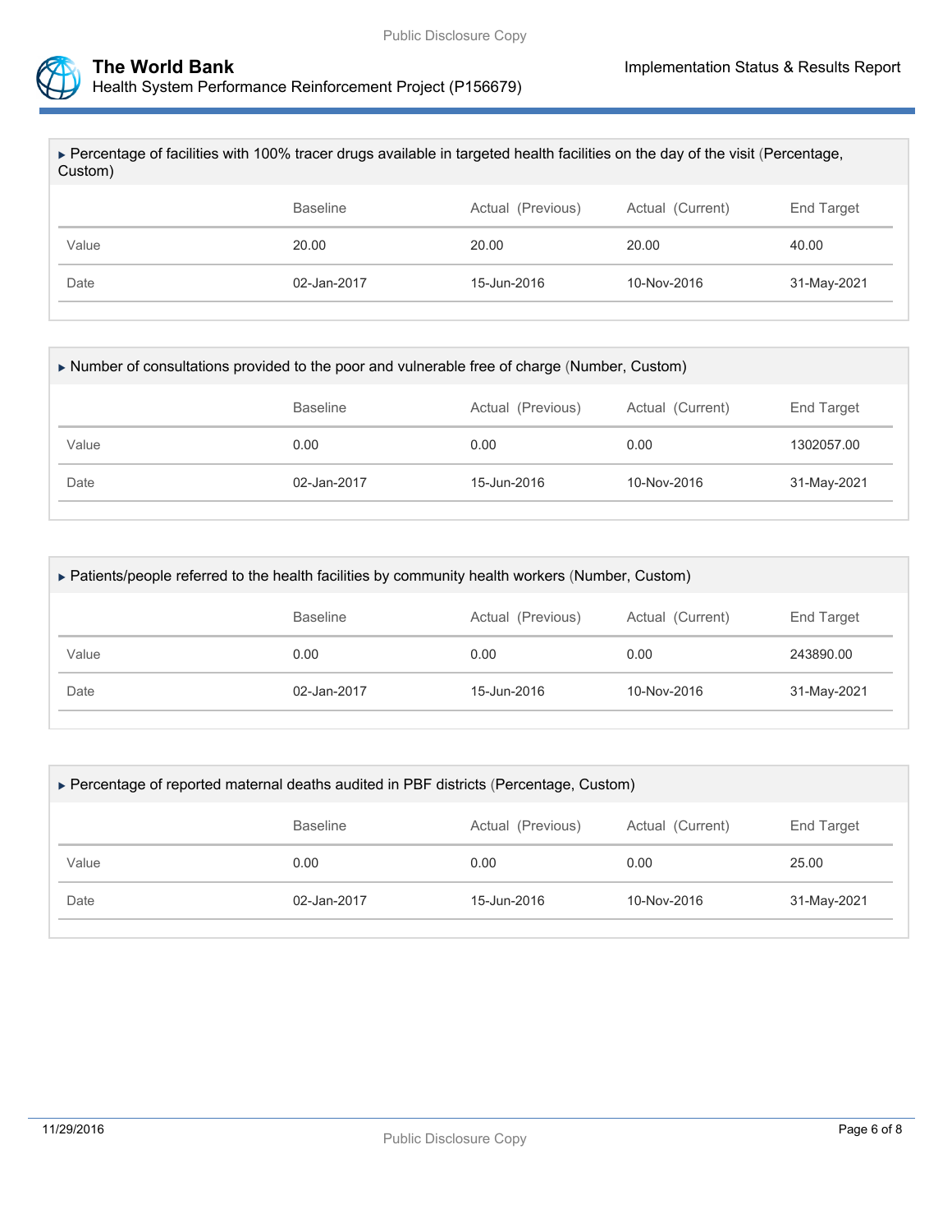▸ Percentage of facilities with 100% tracer drugs available in targeted health facilities on the day of the visit (Percentage, Custom)

| | Baseline | Actual (Previous) | Actual (Current) | End Target |
|---|---|---|---|---|
| Value | 20.00 | 20.00 | 20.00 | 40.00 |
| Date | 02-Jan-2017 | 15-Jun-2016 | 10-Nov-2016 | 31-May-2021 |

▸ Number of consultations provided to the poor and vulnerable free of charge (Number, Custom)

| | Baseline | Actual (Previous) | Actual (Current) | End Target |
|---|---|---|---|---|
| Value | 0.00 | 0.00 | 0.00 | 1302057.00 |
| Date | 02-Jan-2017 | 15-Jun-2016 | 10-Nov-2016 | 31-May-2021 |

▸ Patients/people referred to the health facilities by community health workers (Number, Custom)

| | Baseline | Actual (Previous) | Actual (Current) | End Target |
|---|---|---|---|---|
| Value | 0.00 | 0.00 | 0.00 | 243890.00 |
| Date | 02-Jan-2017 | 15-Jun-2016 | 10-Nov-2016 | 31-May-2021 |

▸ Percentage of reported maternal deaths audited in PBF districts (Percentage, Custom)

| | Baseline | Actual (Previous) | Actual (Current) | End Target |
|---|---|---|---|---|
| Value | 0.00 | 0.00 | 0.00 | 25.00 |
| Date | 02-Jan-2017 | 15-Jun-2016 | 10-Nov-2016 | 31-May-2021 |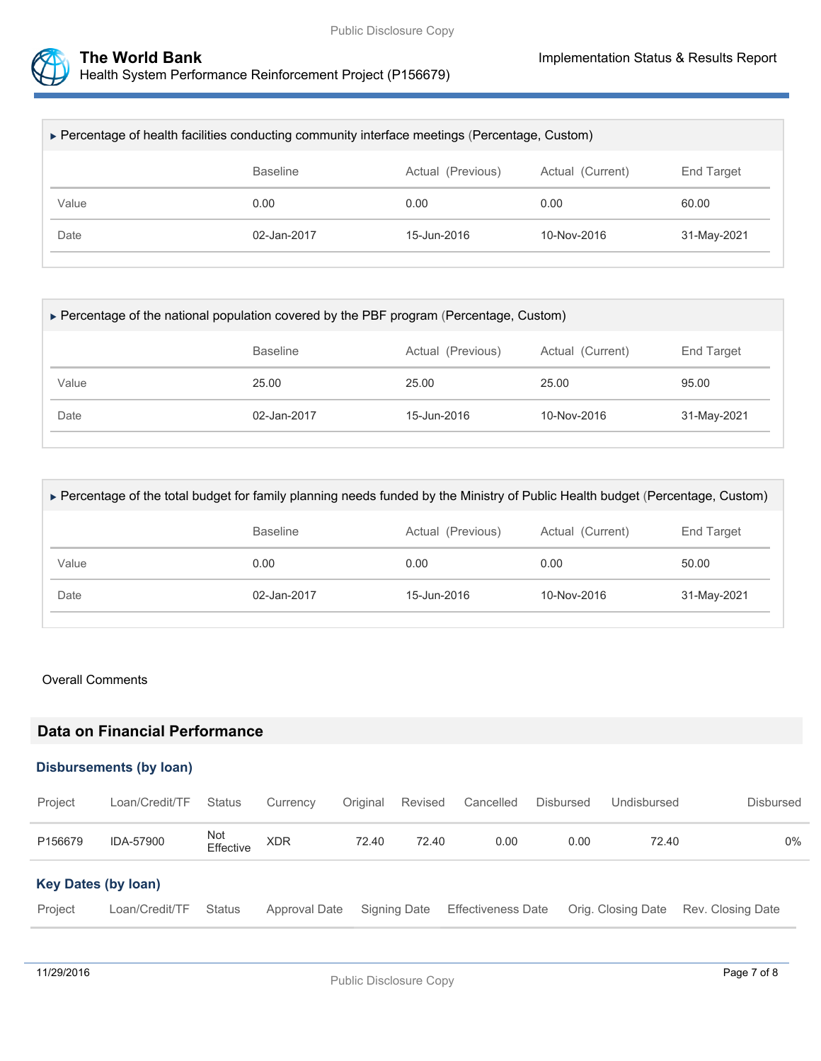▸ Percentage of health facilities conducting community interface meetings (Percentage, Custom)

| | Baseline | Actual (Previous) | Actual (Current) | End Target |
|---|---|---|---|---|
| Value | 0.00 | 0.00 | 0.00 | 60.00 |
| Date | 02-Jan-2017 | 15-Jun-2016 | 10-Nov-2016 | 31-May-2021 |

▸ Percentage of the national population covered by the PBF program (Percentage, Custom)

| | Baseline | Actual (Previous) | Actual (Current) | End Target |
|---|---|---|---|---|
| Value | 25.00 | 25.00 | 25.00 | 95.00 |
| Date | 02-Jan-2017 | 15-Jun-2016 | 10-Nov-2016 | 31-May-2021 |

▸ Percentage of the total budget for family planning needs funded by the Ministry of Public Health budget (Percentage, Custom)

| | Baseline | Actual (Previous) | Actual (Current) | End Target |
|---|---|---|---|---|
| Value | 0.00 | 0.00 | 0.00 | 50.00 |
| Date | 02-Jan-2017 | 15-Jun-2016 | 10-Nov-2016 | 31-May-2021 |

Overall Comments

## Data on Financial Performance

### Disbursements (by loan)

| Project | Loan/Credit/TF | Status | Currency | Original | Revised | Cancelled | Disbursed | Undisbursed | Disbursed |
|---|---|---|---|---|---|---|---|---|---|
| P156679 | IDA-57900 | Not Effective | XDR | 72.40 | 72.40 | 0.00 | 0.00 | 72.40 | 0% |

### Key Dates (by loan)

| Project | Loan/Credit/TF | Status | Approval Date | Signing Date | Effectiveness Date | Orig. Closing Date | Rev. Closing Date |
|---|---|---|---|---|---|---|---|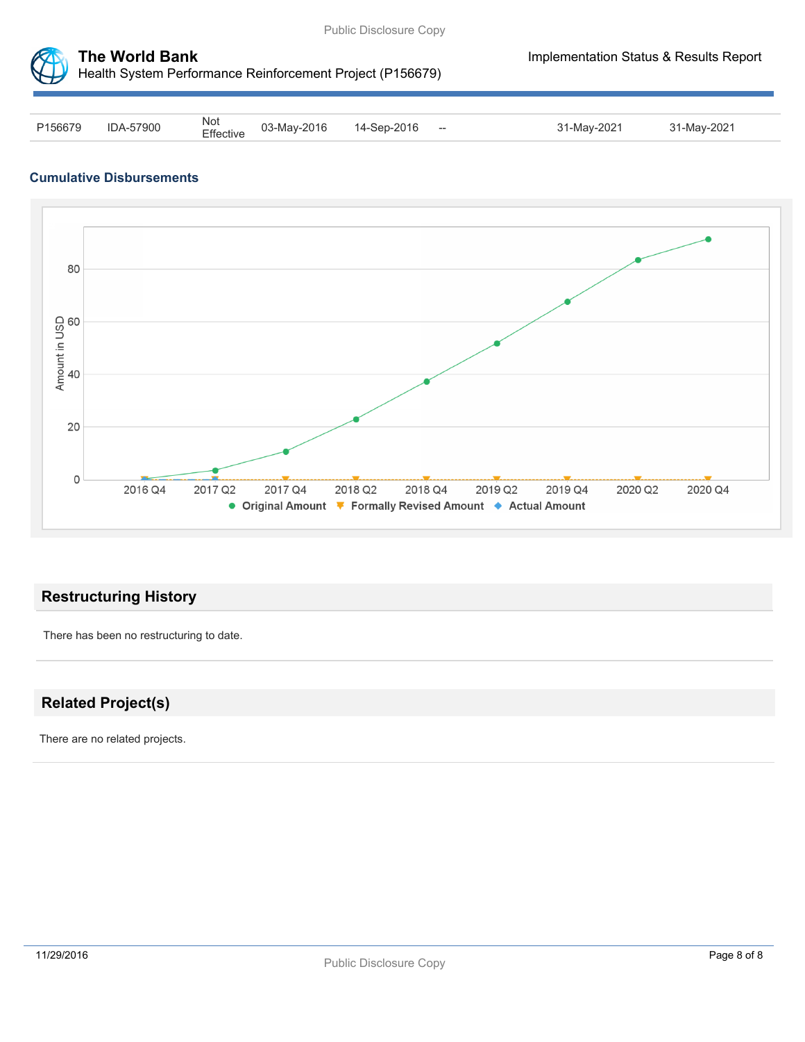| | | | | | | | |
|---|---|---|---|---|---|---|---|
| P156679 | IDA-57900 | Not Effective | 03-May-2016 | 14-Sep-2016 | -- | 31-May-2021 | 31-May-2021 |

### Cumulative Disbursements

Amount in USD

80

60

40

20

0

2016 Q4 2017 Q2 2017 Q4 2018 Q2 2018 Q4 2019 Q2 2019 Q4 2020 Q2 2020 Q4

Original Amount Formally Revised Amount Actual Amount

## Restructuring History

There has been no restructuring to date.

## Related Project(s)

There are no related projects.